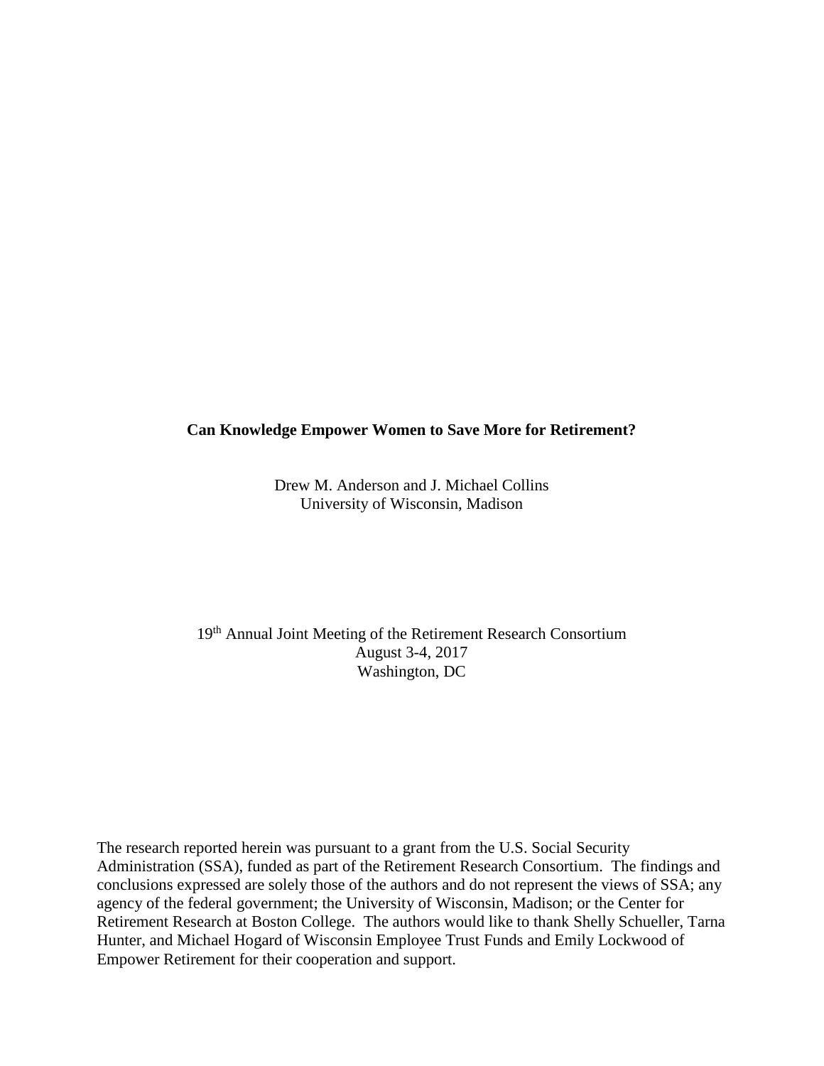# Can Knowledge Empower Women to Save More for Retirement?

Drew M. Anderson and J. Michael Collins
University of Wisconsin, Madison

19th Annual Joint Meeting of the Retirement Research Consortium
August 3-4, 2017
Washington, DC

The research reported herein was pursuant to a grant from the U.S. Social Security Administration (SSA), funded as part of the Retirement Research Consortium. The findings and conclusions expressed are solely those of the authors and do not represent the views of SSA; any agency of the federal government; the University of Wisconsin, Madison; or the Center for Retirement Research at Boston College. The authors would like to thank Shelly Schueller, Tarna Hunter, and Michael Hogard of Wisconsin Employee Trust Funds and Emily Lockwood of Empower Retirement for their cooperation and support.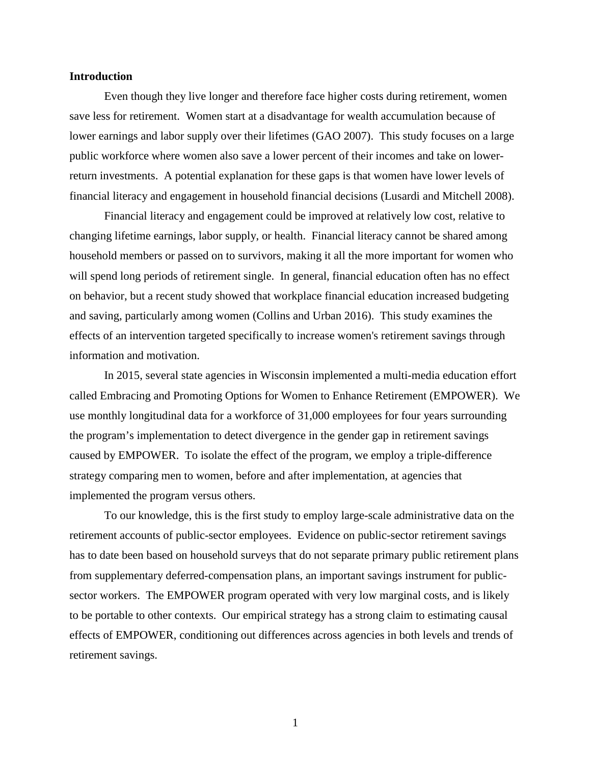**Introduction**

Even though they live longer and therefore face higher costs during retirement, women save less for retirement. Women start at a disadvantage for wealth accumulation because of lower earnings and labor supply over their lifetimes (GAO 2007). This study focuses on a large public workforce where women also save a lower percent of their incomes and take on lower-return investments. A potential explanation for these gaps is that women have lower levels of financial literacy and engagement in household financial decisions (Lusardi and Mitchell 2008).

Financial literacy and engagement could be improved at relatively low cost, relative to changing lifetime earnings, labor supply, or health. Financial literacy cannot be shared among household members or passed on to survivors, making it all the more important for women who will spend long periods of retirement single. In general, financial education often has no effect on behavior, but a recent study showed that workplace financial education increased budgeting and saving, particularly among women (Collins and Urban 2016). This study examines the effects of an intervention targeted specifically to increase women's retirement savings through information and motivation.

In 2015, several state agencies in Wisconsin implemented a multi-media education effort called Embracing and Promoting Options for Women to Enhance Retirement (EMPOWER). We use monthly longitudinal data for a workforce of 31,000 employees for four years surrounding the program's implementation to detect divergence in the gender gap in retirement savings caused by EMPOWER. To isolate the effect of the program, we employ a triple-difference strategy comparing men to women, before and after implementation, at agencies that implemented the program versus others.

To our knowledge, this is the first study to employ large-scale administrative data on the retirement accounts of public-sector employees. Evidence on public-sector retirement savings has to date been based on household surveys that do not separate primary public retirement plans from supplementary deferred-compensation plans, an important savings instrument for public-sector workers. The EMPOWER program operated with very low marginal costs, and is likely to be portable to other contexts. Our empirical strategy has a strong claim to estimating causal effects of EMPOWER, conditioning out differences across agencies in both levels and trends of retirement savings.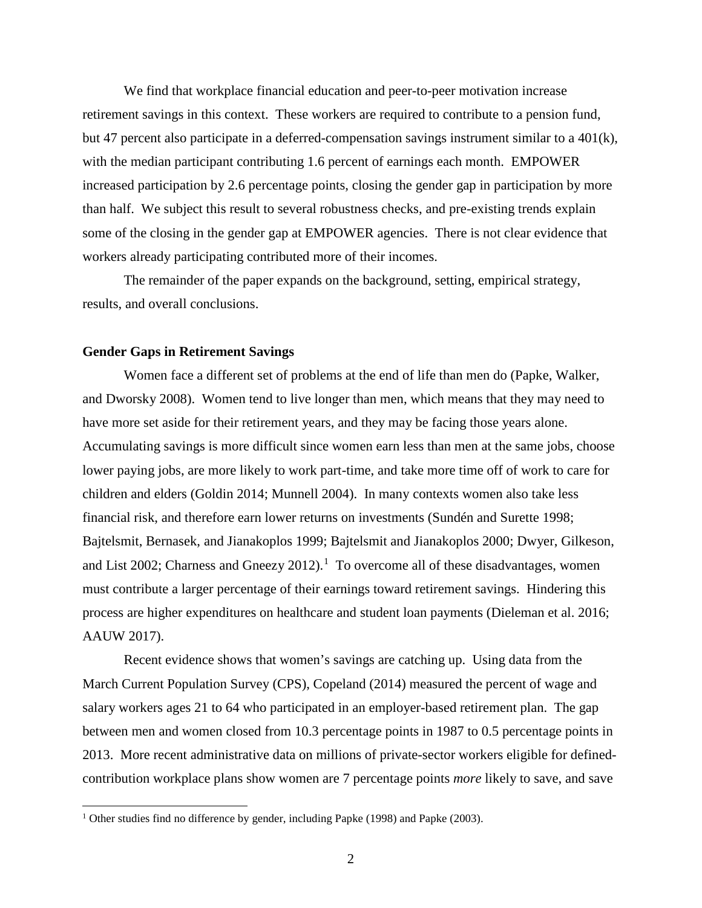We find that workplace financial education and peer-to-peer motivation increase retirement savings in this context. These workers are required to contribute to a pension fund, but 47 percent also participate in a deferred-compensation savings instrument similar to a 401(k), with the median participant contributing 1.6 percent of earnings each month. EMPOWER increased participation by 2.6 percentage points, closing the gender gap in participation by more than half. We subject this result to several robustness checks, and pre-existing trends explain some of the closing in the gender gap at EMPOWER agencies. There is not clear evidence that workers already participating contributed more of their incomes.

The remainder of the paper expands on the background, setting, empirical strategy, results, and overall conclusions.

## Gender Gaps in Retirement Savings

Women face a different set of problems at the end of life than men do (Papke, Walker, and Dworsky 2008). Women tend to live longer than men, which means that they may need to have more set aside for their retirement years, and they may be facing those years alone. Accumulating savings is more difficult since women earn less than men at the same jobs, choose lower paying jobs, are more likely to work part-time, and take more time off of work to care for children and elders (Goldin 2014; Munnell 2004). In many contexts women also take less financial risk, and therefore earn lower returns on investments (Sundén and Surette 1998; Bajtelsmit, Bernasek, and Jianakoplos 1999; Bajtelsmit and Jianakoplos 2000; Dwyer, Gilkeson, and List 2002; Charness and Gneezy 2012).[1] To overcome all of these disadvantages, women must contribute a larger percentage of their earnings toward retirement savings. Hindering this process are higher expenditures on healthcare and student loan payments (Dieleman et al. 2016; AAUW 2017).

Recent evidence shows that women's savings are catching up. Using data from the March Current Population Survey (CPS), Copeland (2014) measured the percent of wage and salary workers ages 21 to 64 who participated in an employer-based retirement plan. The gap between men and women closed from 10.3 percentage points in 1987 to 0.5 percentage points in 2013. More recent administrative data on millions of private-sector workers eligible for defined-contribution workplace plans show women are 7 percentage points *more* likely to save, and save

[1] Other studies find no difference by gender, including Papke (1998) and Papke (2003).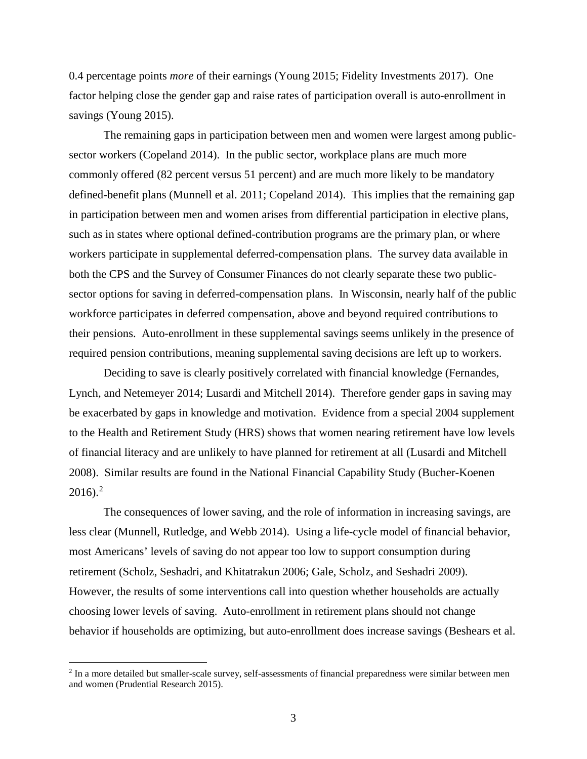0.4 percentage points *more* of their earnings (Young 2015; Fidelity Investments 2017). One factor helping close the gender gap and raise rates of participation overall is auto-enrollment in savings (Young 2015).

The remaining gaps in participation between men and women were largest among public-sector workers (Copeland 2014). In the public sector, workplace plans are much more commonly offered (82 percent versus 51 percent) and are much more likely to be mandatory defined-benefit plans (Munnell et al. 2011; Copeland 2014). This implies that the remaining gap in participation between men and women arises from differential participation in elective plans, such as in states where optional defined-contribution programs are the primary plan, or where workers participate in supplemental deferred-compensation plans. The survey data available in both the CPS and the Survey of Consumer Finances do not clearly separate these two public-sector options for saving in deferred-compensation plans. In Wisconsin, nearly half of the public workforce participates in deferred compensation, above and beyond required contributions to their pensions. Auto-enrollment in these supplemental savings seems unlikely in the presence of required pension contributions, meaning supplemental saving decisions are left up to workers.

Deciding to save is clearly positively correlated with financial knowledge (Fernandes, Lynch, and Netemeyer 2014; Lusardi and Mitchell 2014). Therefore gender gaps in saving may be exacerbated by gaps in knowledge and motivation. Evidence from a special 2004 supplement to the Health and Retirement Study (HRS) shows that women nearing retirement have low levels of financial literacy and are unlikely to have planned for retirement at all (Lusardi and Mitchell 2008). Similar results are found in the National Financial Capability Study (Bucher-Koenen 2016).[2]

The consequences of lower saving, and the role of information in increasing savings, are less clear (Munnell, Rutledge, and Webb 2014). Using a life-cycle model of financial behavior, most Americans' levels of saving do not appear too low to support consumption during retirement (Scholz, Seshadri, and Khitatrakun 2006; Gale, Scholz, and Seshadri 2009). However, the results of some interventions call into question whether households are actually choosing lower levels of saving. Auto-enrollment in retirement plans should not change behavior if households are optimizing, but auto-enrollment does increase savings (Beshears et al.

[2] In a more detailed but smaller-scale survey, self-assessments of financial preparedness were similar between men and women (Prudential Research 2015).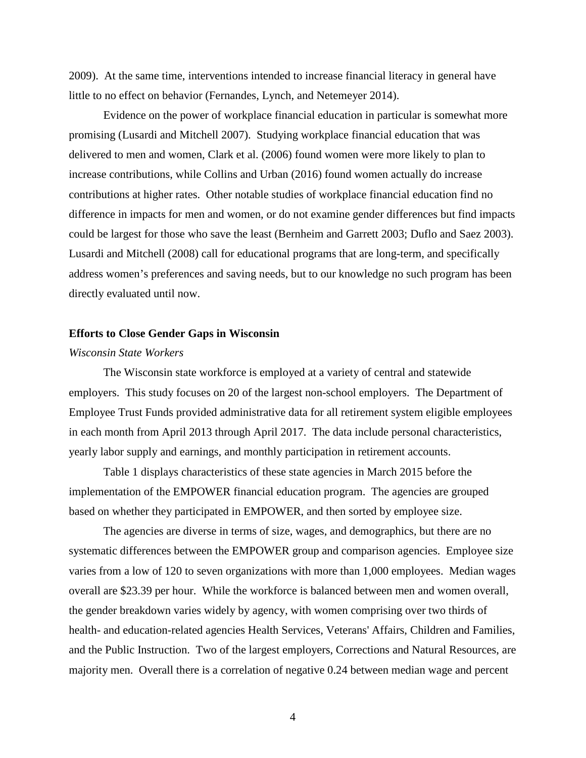2009). At the same time, interventions intended to increase financial literacy in general have little to no effect on behavior (Fernandes, Lynch, and Netemeyer 2014).

Evidence on the power of workplace financial education in particular is somewhat more promising (Lusardi and Mitchell 2007). Studying workplace financial education that was delivered to men and women, Clark et al. (2006) found women were more likely to plan to increase contributions, while Collins and Urban (2016) found women actually do increase contributions at higher rates. Other notable studies of workplace financial education find no difference in impacts for men and women, or do not examine gender differences but find impacts could be largest for those who save the least (Bernheim and Garrett 2003; Duflo and Saez 2003). Lusardi and Mitchell (2008) call for educational programs that are long-term, and specifically address women's preferences and saving needs, but to our knowledge no such program has been directly evaluated until now.

## Efforts to Close Gender Gaps in Wisconsin

*Wisconsin State Workers*

The Wisconsin state workforce is employed at a variety of central and statewide employers. This study focuses on 20 of the largest non-school employers. The Department of Employee Trust Funds provided administrative data for all retirement system eligible employees in each month from April 2013 through April 2017. The data include personal characteristics, yearly labor supply and earnings, and monthly participation in retirement accounts.

Table 1 displays characteristics of these state agencies in March 2015 before the implementation of the EMPOWER financial education program. The agencies are grouped based on whether they participated in EMPOWER, and then sorted by employee size.

The agencies are diverse in terms of size, wages, and demographics, but there are no systematic differences between the EMPOWER group and comparison agencies. Employee size varies from a low of 120 to seven organizations with more than 1,000 employees. Median wages overall are \$23.39 per hour. While the workforce is balanced between men and women overall, the gender breakdown varies widely by agency, with women comprising over two thirds of health- and education-related agencies Health Services, Veterans' Affairs, Children and Families, and the Public Instruction. Two of the largest employers, Corrections and Natural Resources, are majority men. Overall there is a correlation of negative 0.24 between median wage and percent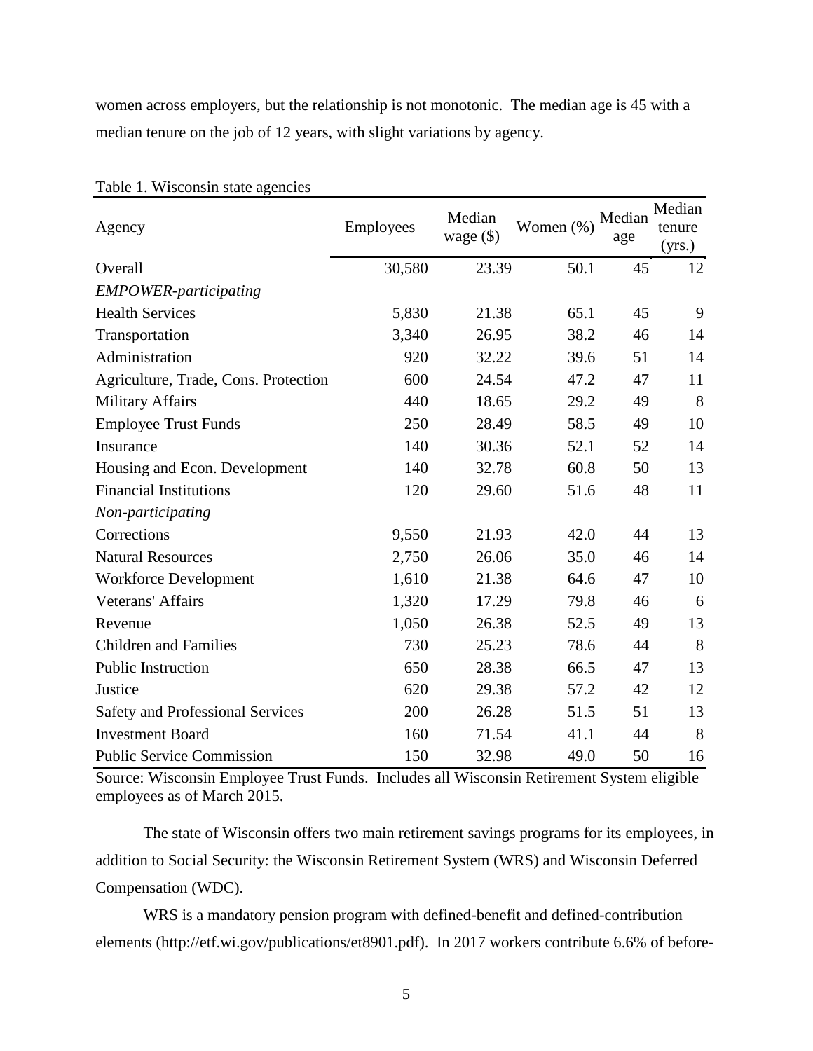women across employers, but the relationship is not monotonic. The median age is 45 with a median tenure on the job of 12 years, with slight variations by agency.

Table 1. Wisconsin state agencies

| Agency | Employees | Median wage ($) | Women (%) | Median age | Median tenure (yrs.) |
|---|---|---|---|---|---|
| Overall | 30,580 | 23.39 | 50.1 | 45 | 12 |
| *EMPOWER-participating* | | | | | |
| Health Services | 5,830 | 21.38 | 65.1 | 45 | 9 |
| Transportation | 3,340 | 26.95 | 38.2 | 46 | 14 |
| Administration | 920 | 32.22 | 39.6 | 51 | 14 |
| Agriculture, Trade, Cons. Protection | 600 | 24.54 | 47.2 | 47 | 11 |
| Military Affairs | 440 | 18.65 | 29.2 | 49 | 8 |
| Employee Trust Funds | 250 | 28.49 | 58.5 | 49 | 10 |
| Insurance | 140 | 30.36 | 52.1 | 52 | 14 |
| Housing and Econ. Development | 140 | 32.78 | 60.8 | 50 | 13 |
| Financial Institutions | 120 | 29.60 | 51.6 | 48 | 11 |
| *Non-participating* | | | | | |
| Corrections | 9,550 | 21.93 | 42.0 | 44 | 13 |
| Natural Resources | 2,750 | 26.06 | 35.0 | 46 | 14 |
| Workforce Development | 1,610 | 21.38 | 64.6 | 47 | 10 |
| Veterans' Affairs | 1,320 | 17.29 | 79.8 | 46 | 6 |
| Revenue | 1,050 | 26.38 | 52.5 | 49 | 13 |
| Children and Families | 730 | 25.23 | 78.6 | 44 | 8 |
| Public Instruction | 650 | 28.38 | 66.5 | 47 | 13 |
| Justice | 620 | 29.38 | 57.2 | 42 | 12 |
| Safety and Professional Services | 200 | 26.28 | 51.5 | 51 | 13 |
| Investment Board | 160 | 71.54 | 41.1 | 44 | 8 |
| Public Service Commission | 150 | 32.98 | 49.0 | 50 | 16 |

Source: Wisconsin Employee Trust Funds. Includes all Wisconsin Retirement System eligible employees as of March 2015.

The state of Wisconsin offers two main retirement savings programs for its employees, in addition to Social Security: the Wisconsin Retirement System (WRS) and Wisconsin Deferred Compensation (WDC).

WRS is a mandatory pension program with defined-benefit and defined-contribution elements (http://etf.wi.gov/publications/et8901.pdf). In 2017 workers contribute 6.6% of before-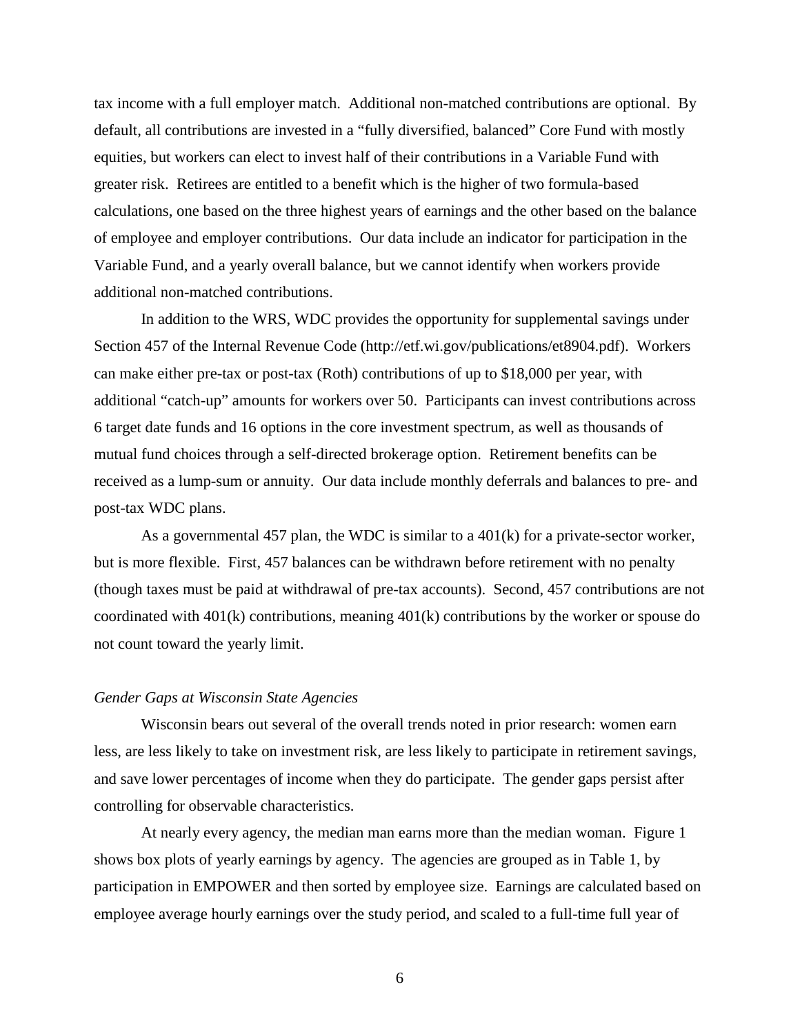tax income with a full employer match. Additional non-matched contributions are optional. By default, all contributions are invested in a "fully diversified, balanced" Core Fund with mostly equities, but workers can elect to invest half of their contributions in a Variable Fund with greater risk. Retirees are entitled to a benefit which is the higher of two formula-based calculations, one based on the three highest years of earnings and the other based on the balance of employee and employer contributions. Our data include an indicator for participation in the Variable Fund, and a yearly overall balance, but we cannot identify when workers provide additional non-matched contributions.

In addition to the WRS, WDC provides the opportunity for supplemental savings under Section 457 of the Internal Revenue Code (http://etf.wi.gov/publications/et8904.pdf). Workers can make either pre-tax or post-tax (Roth) contributions of up to $18,000 per year, with additional "catch-up" amounts for workers over 50. Participants can invest contributions across 6 target date funds and 16 options in the core investment spectrum, as well as thousands of mutual fund choices through a self-directed brokerage option. Retirement benefits can be received as a lump-sum or annuity. Our data include monthly deferrals and balances to pre- and post-tax WDC plans.

As a governmental 457 plan, the WDC is similar to a 401(k) for a private-sector worker, but is more flexible. First, 457 balances can be withdrawn before retirement with no penalty (though taxes must be paid at withdrawal of pre-tax accounts). Second, 457 contributions are not coordinated with 401(k) contributions, meaning 401(k) contributions by the worker or spouse do not count toward the yearly limit.

*Gender Gaps at Wisconsin State Agencies*

Wisconsin bears out several of the overall trends noted in prior research: women earn less, are less likely to take on investment risk, are less likely to participate in retirement savings, and save lower percentages of income when they do participate. The gender gaps persist after controlling for observable characteristics.

At nearly every agency, the median man earns more than the median woman. Figure 1 shows box plots of yearly earnings by agency. The agencies are grouped as in Table 1, by participation in EMPOWER and then sorted by employee size. Earnings are calculated based on employee average hourly earnings over the study period, and scaled to a full-time full year of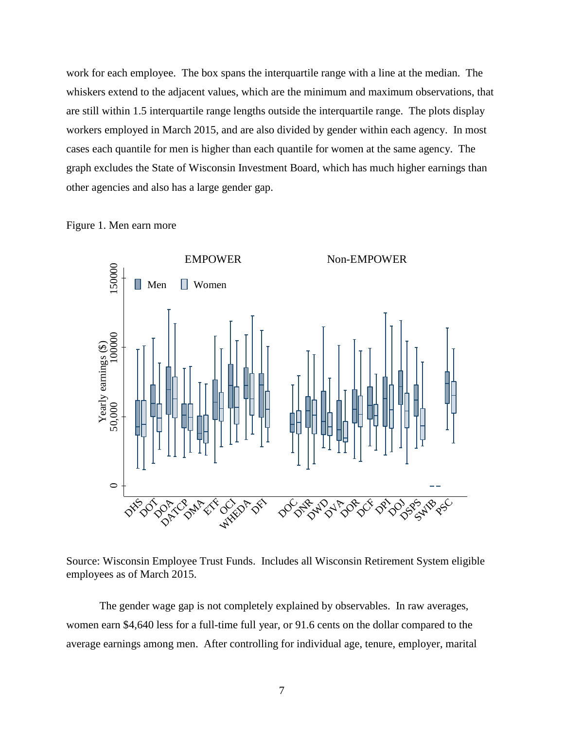work for each employee. The box spans the interquartile range with a line at the median. The whiskers extend to the adjacent values, which are the minimum and maximum observations, that are still within 1.5 interquartile range lengths outside the interquartile range. The plots display workers employed in March 2015, and are also divided by gender within each agency. In most cases each quantile for men is higher than each quantile for women at the same agency. The graph excludes the State of Wisconsin Investment Board, which has much higher earnings than other agencies and also has a large gender gap.

Figure 1. Men earn more

Source: Wisconsin Employee Trust Funds. Includes all Wisconsin Retirement System eligible employees as of March 2015.

The gender wage gap is not completely explained by observables. In raw averages, women earn $4,640 less for a full-time full year, or 91.6 cents on the dollar compared to the average earnings among men. After controlling for individual age, tenure, employer, marital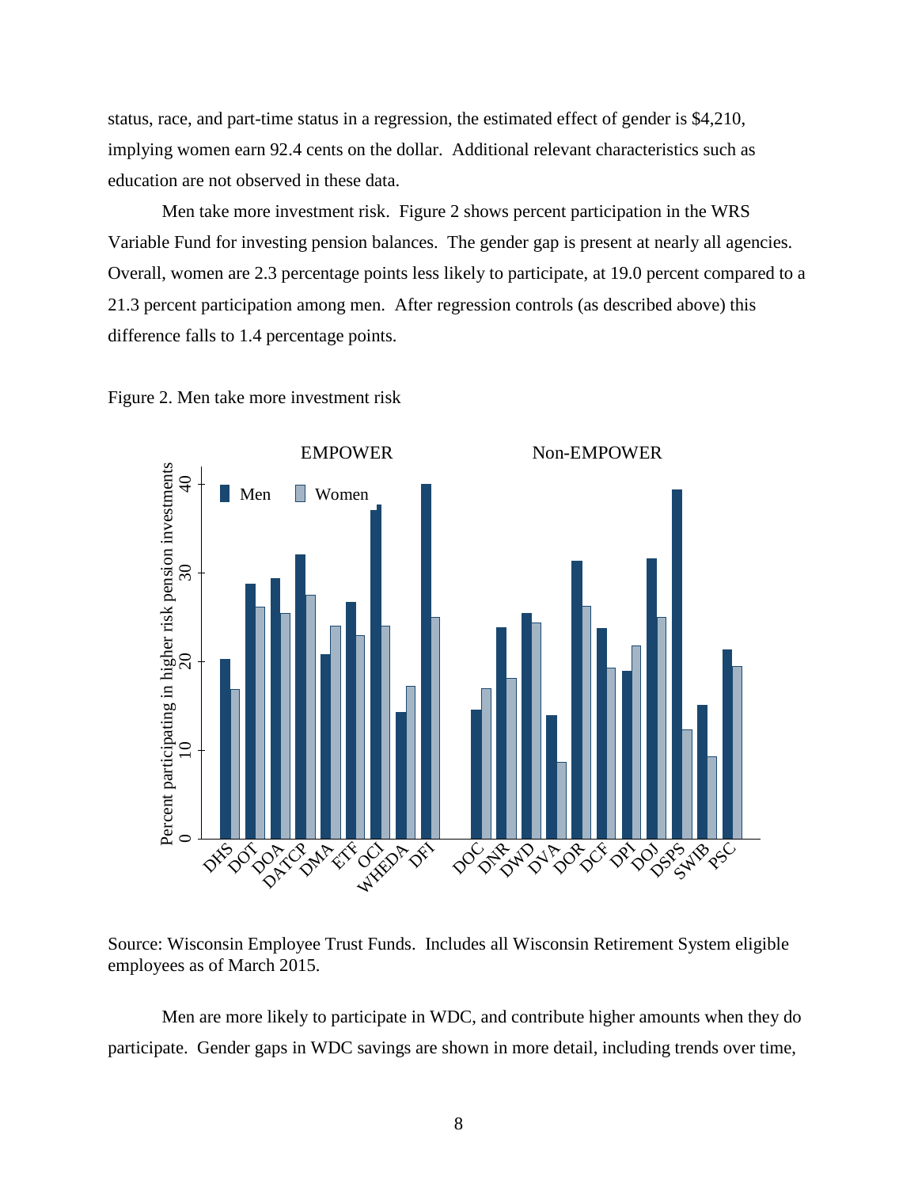status, race, and part-time status in a regression, the estimated effect of gender is $4,210, implying women earn 92.4 cents on the dollar. Additional relevant characteristics such as education are not observed in these data.

Men take more investment risk. Figure 2 shows percent participation in the WRS Variable Fund for investing pension balances. The gender gap is present at nearly all agencies. Overall, women are 2.3 percentage points less likely to participate, at 19.0 percent compared to a 21.3 percent participation among men. After regression controls (as described above) this difference falls to 1.4 percentage points.

Figure 2. Men take more investment risk

Source: Wisconsin Employee Trust Funds. Includes all Wisconsin Retirement System eligible employees as of March 2015.

Men are more likely to participate in WDC, and contribute higher amounts when they do participate. Gender gaps in WDC savings are shown in more detail, including trends over time,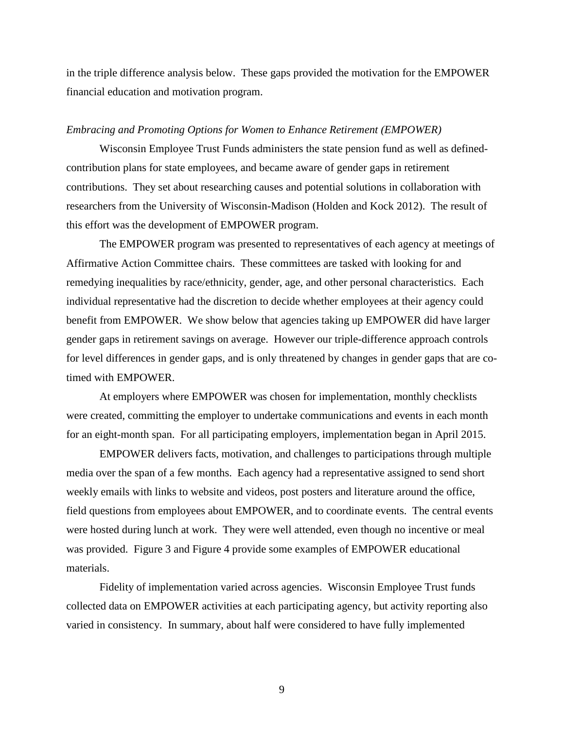in the triple difference analysis below. These gaps provided the motivation for the EMPOWER financial education and motivation program.

*Embracing and Promoting Options for Women to Enhance Retirement (EMPOWER)*

Wisconsin Employee Trust Funds administers the state pension fund as well as defined-contribution plans for state employees, and became aware of gender gaps in retirement contributions. They set about researching causes and potential solutions in collaboration with researchers from the University of Wisconsin-Madison (Holden and Kock 2012). The result of this effort was the development of EMPOWER program.

The EMPOWER program was presented to representatives of each agency at meetings of Affirmative Action Committee chairs. These committees are tasked with looking for and remedying inequalities by race/ethnicity, gender, age, and other personal characteristics. Each individual representative had the discretion to decide whether employees at their agency could benefit from EMPOWER. We show below that agencies taking up EMPOWER did have larger gender gaps in retirement savings on average. However our triple-difference approach controls for level differences in gender gaps, and is only threatened by changes in gender gaps that are co-timed with EMPOWER.

At employers where EMPOWER was chosen for implementation, monthly checklists were created, committing the employer to undertake communications and events in each month for an eight-month span. For all participating employers, implementation began in April 2015.

EMPOWER delivers facts, motivation, and challenges to participations through multiple media over the span of a few months. Each agency had a representative assigned to send short weekly emails with links to website and videos, post posters and literature around the office, field questions from employees about EMPOWER, and to coordinate events. The central events were hosted during lunch at work. They were well attended, even though no incentive or meal was provided. Figure 3 and Figure 4 provide some examples of EMPOWER educational materials.

Fidelity of implementation varied across agencies. Wisconsin Employee Trust funds collected data on EMPOWER activities at each participating agency, but activity reporting also varied in consistency. In summary, about half were considered to have fully implemented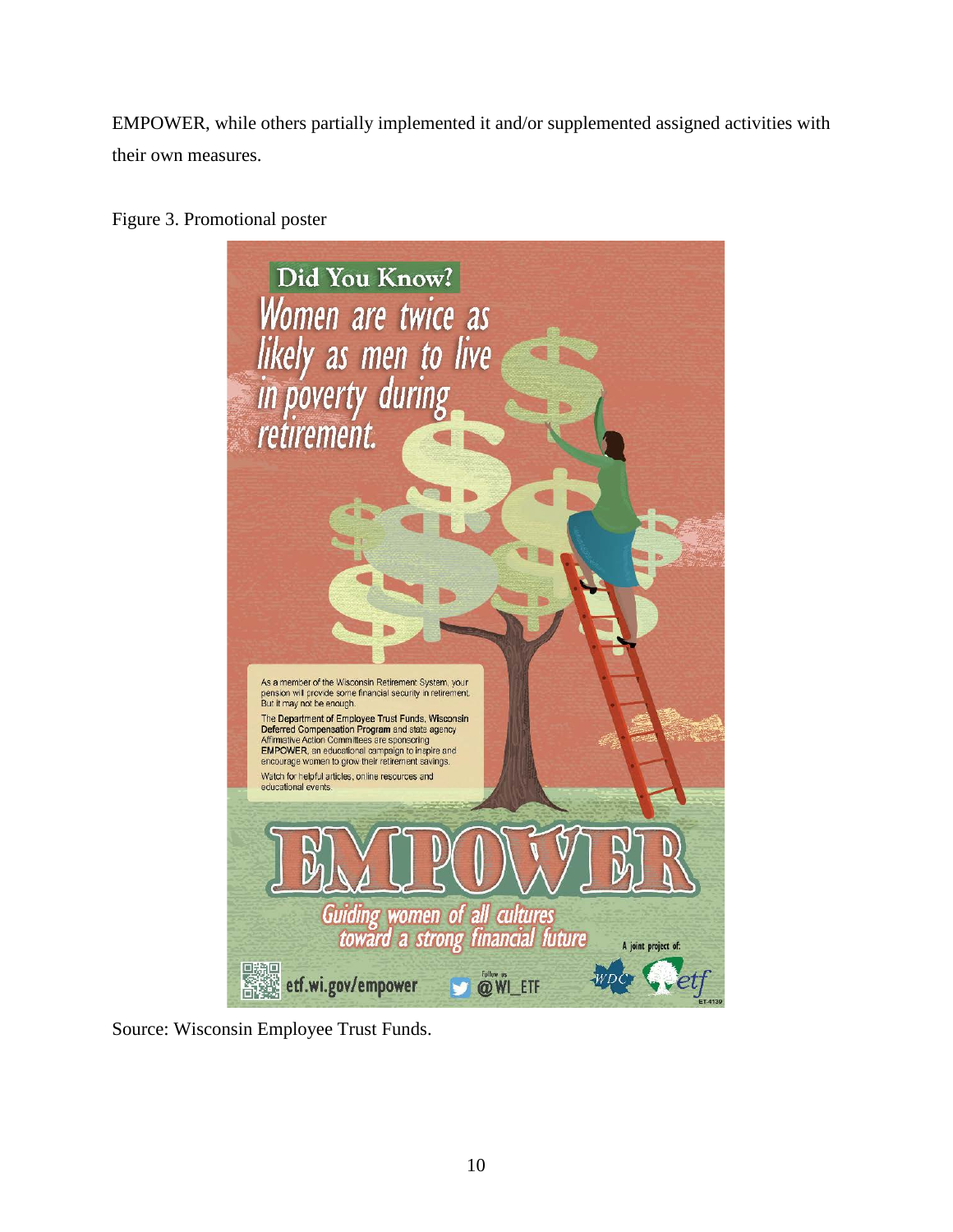EMPOWER, while others partially implemented it and/or supplemented assigned activities with their own measures.

Figure 3. Promotional poster

Source: Wisconsin Employee Trust Funds.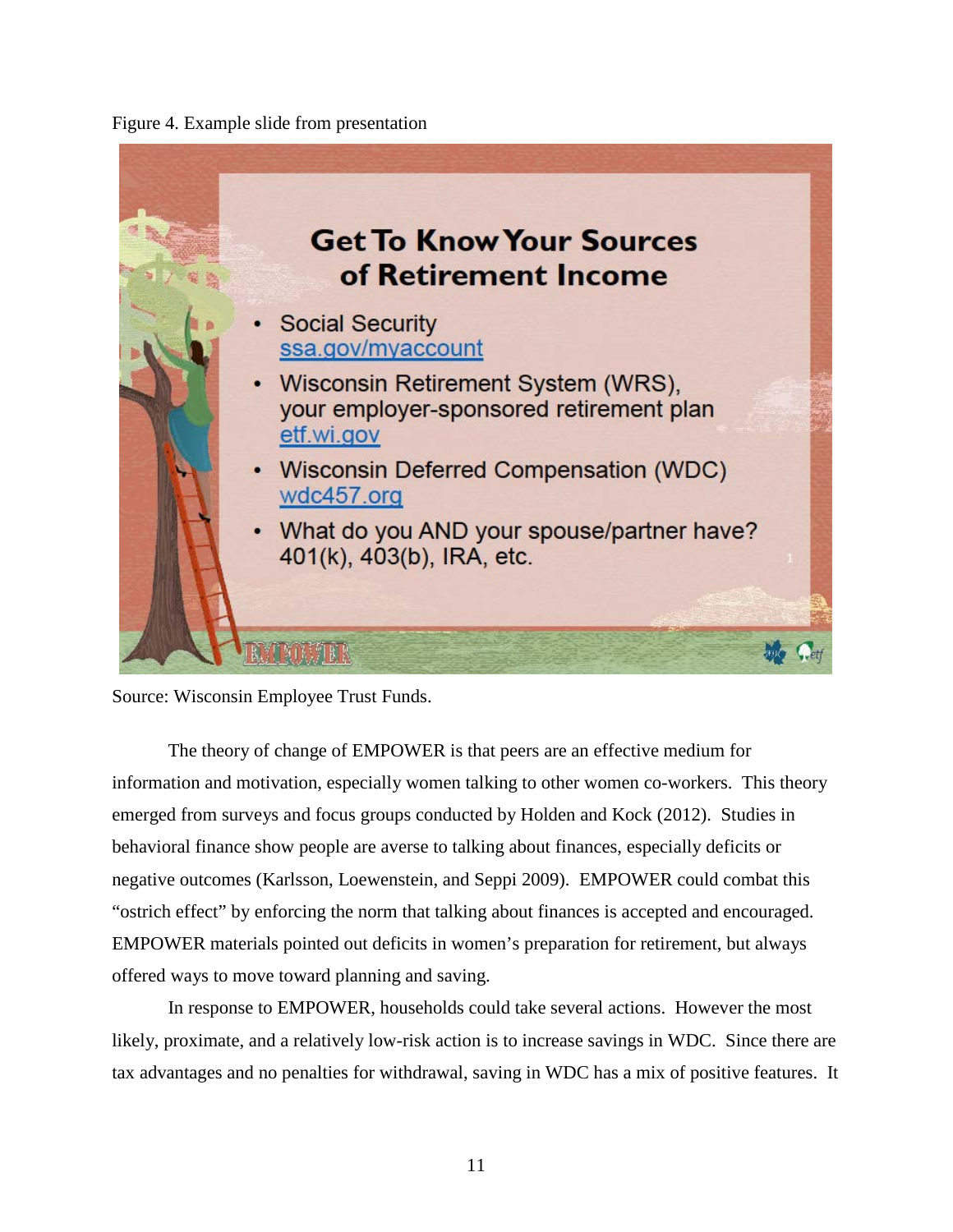Figure 4. Example slide from presentation

**Get To Know Your Sources of Retirement Income**

- Social Security
  ssa.gov/myaccount
- Wisconsin Retirement System (WRS), your employer-sponsored retirement plan
  etf.wi.gov
- Wisconsin Deferred Compensation (WDC)
  wdc457.org
- What do you AND your spouse/partner have? 401(k), 403(b), IRA, etc.

EMPOWER

Source: Wisconsin Employee Trust Funds.

The theory of change of EMPOWER is that peers are an effective medium for information and motivation, especially women talking to other women co-workers. This theory emerged from surveys and focus groups conducted by Holden and Kock (2012). Studies in behavioral finance show people are averse to talking about finances, especially deficits or negative outcomes (Karlsson, Loewenstein, and Seppi 2009). EMPOWER could combat this "ostrich effect" by enforcing the norm that talking about finances is accepted and encouraged. EMPOWER materials pointed out deficits in women's preparation for retirement, but always offered ways to move toward planning and saving.

In response to EMPOWER, households could take several actions. However the most likely, proximate, and a relatively low-risk action is to increase savings in WDC. Since there are tax advantages and no penalties for withdrawal, saving in WDC has a mix of positive features. It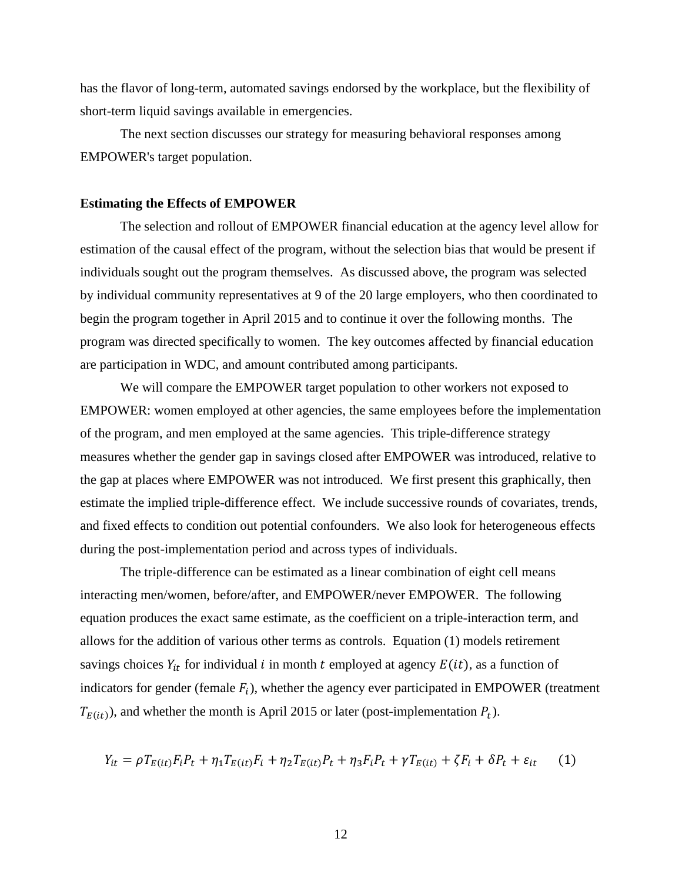has the flavor of long-term, automated savings endorsed by the workplace, but the flexibility of short-term liquid savings available in emergencies.

The next section discusses our strategy for measuring behavioral responses among EMPOWER's target population.

**Estimating the Effects of EMPOWER**

The selection and rollout of EMPOWER financial education at the agency level allow for estimation of the causal effect of the program, without the selection bias that would be present if individuals sought out the program themselves. As discussed above, the program was selected by individual community representatives at 9 of the 20 large employers, who then coordinated to begin the program together in April 2015 and to continue it over the following months. The program was directed specifically to women. The key outcomes affected by financial education are participation in WDC, and amount contributed among participants.

We will compare the EMPOWER target population to other workers not exposed to EMPOWER: women employed at other agencies, the same employees before the implementation of the program, and men employed at the same agencies. This triple-difference strategy measures whether the gender gap in savings closed after EMPOWER was introduced, relative to the gap at places where EMPOWER was not introduced. We first present this graphically, then estimate the implied triple-difference effect. We include successive rounds of covariates, trends, and fixed effects to condition out potential confounders. We also look for heterogeneous effects during the post-implementation period and across types of individuals.

The triple-difference can be estimated as a linear combination of eight cell means interacting men/women, before/after, and EMPOWER/never EMPOWER. The following equation produces the exact same estimate, as the coefficient on a triple-interaction term, and allows for the addition of various other terms as controls. Equation (1) models retirement savings choices $Y_{it}$ for individual $i$ in month $t$ employed at agency $E(it)$, as a function of indicators for gender (female $F_i$), whether the agency ever participated in EMPOWER (treatment $T_{E(it)}$), and whether the month is April 2015 or later (post-implementation $P_t$).

$$Y_{it} = \rho T_{E(it)} F_i P_t + \eta_1 T_{E(it)} F_i + \eta_2 T_{E(it)} P_t + \eta_3 F_i P_t + \gamma T_{E(it)} + \zeta F_i + \delta P_t + \varepsilon_{it} \qquad (1)$$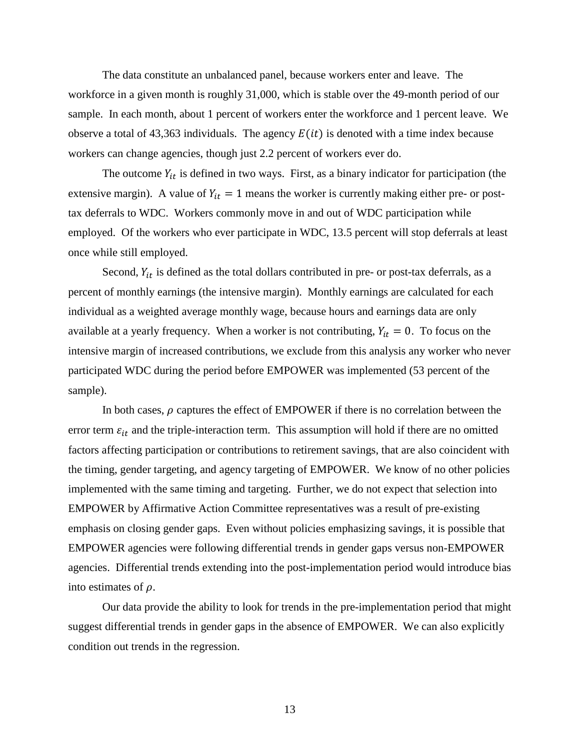The data constitute an unbalanced panel, because workers enter and leave. The workforce in a given month is roughly 31,000, which is stable over the 49-month period of our sample. In each month, about 1 percent of workers enter the workforce and 1 percent leave. We observe a total of 43,363 individuals. The agency $E(it)$ is denoted with a time index because workers can change agencies, though just 2.2 percent of workers ever do.

The outcome $Y_{it}$ is defined in two ways. First, as a binary indicator for participation (the extensive margin). A value of $Y_{it} = 1$ means the worker is currently making either pre- or post-tax deferrals to WDC. Workers commonly move in and out of WDC participation while employed. Of the workers who ever participate in WDC, 13.5 percent will stop deferrals at least once while still employed.

Second, $Y_{it}$ is defined as the total dollars contributed in pre- or post-tax deferrals, as a percent of monthly earnings (the intensive margin). Monthly earnings are calculated for each individual as a weighted average monthly wage, because hours and earnings data are only available at a yearly frequency. When a worker is not contributing, $Y_{it} = 0$. To focus on the intensive margin of increased contributions, we exclude from this analysis any worker who never participated WDC during the period before EMPOWER was implemented (53 percent of the sample).

In both cases, $\rho$ captures the effect of EMPOWER if there is no correlation between the error term $\varepsilon_{it}$ and the triple-interaction term. This assumption will hold if there are no omitted factors affecting participation or contributions to retirement savings, that are also coincident with the timing, gender targeting, and agency targeting of EMPOWER. We know of no other policies implemented with the same timing and targeting. Further, we do not expect that selection into EMPOWER by Affirmative Action Committee representatives was a result of pre-existing emphasis on closing gender gaps. Even without policies emphasizing savings, it is possible that EMPOWER agencies were following differential trends in gender gaps versus non-EMPOWER agencies. Differential trends extending into the post-implementation period would introduce bias into estimates of $\rho$.

Our data provide the ability to look for trends in the pre-implementation period that might suggest differential trends in gender gaps in the absence of EMPOWER. We can also explicitly condition out trends in the regression.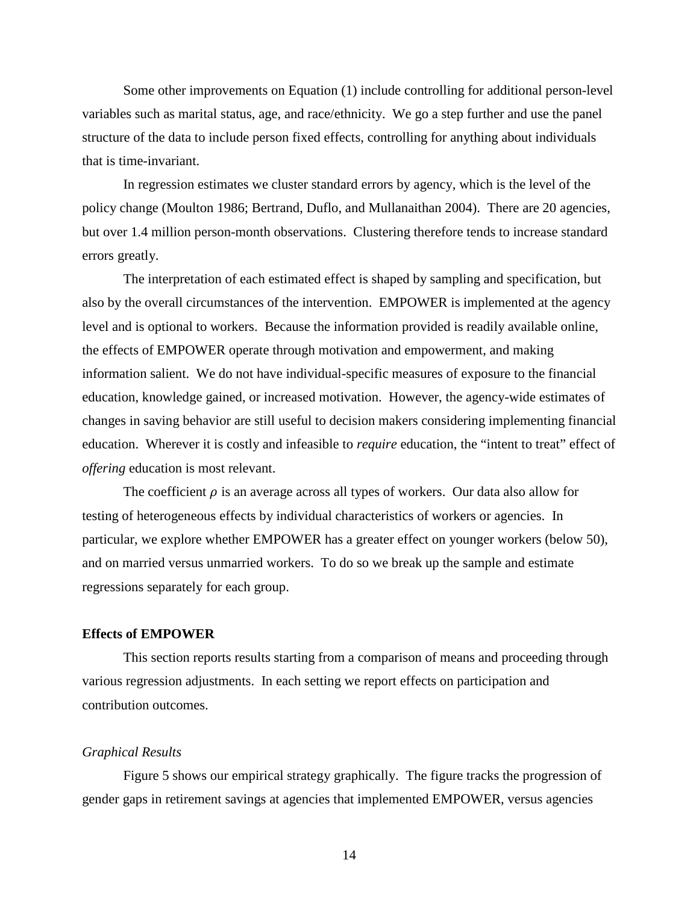Some other improvements on Equation (1) include controlling for additional person-level variables such as marital status, age, and race/ethnicity. We go a step further and use the panel structure of the data to include person fixed effects, controlling for anything about individuals that is time-invariant.

In regression estimates we cluster standard errors by agency, which is the level of the policy change (Moulton 1986; Bertrand, Duflo, and Mullanaithan 2004). There are 20 agencies, but over 1.4 million person-month observations. Clustering therefore tends to increase standard errors greatly.

The interpretation of each estimated effect is shaped by sampling and specification, but also by the overall circumstances of the intervention. EMPOWER is implemented at the agency level and is optional to workers. Because the information provided is readily available online, the effects of EMPOWER operate through motivation and empowerment, and making information salient. We do not have individual-specific measures of exposure to the financial education, knowledge gained, or increased motivation. However, the agency-wide estimates of changes in saving behavior are still useful to decision makers considering implementing financial education. Wherever it is costly and infeasible to *require* education, the "intent to treat" effect of *offering* education is most relevant.

The coefficient $\rho$ is an average across all types of workers. Our data also allow for testing of heterogeneous effects by individual characteristics of workers or agencies. In particular, we explore whether EMPOWER has a greater effect on younger workers (below 50), and on married versus unmarried workers. To do so we break up the sample and estimate regressions separately for each group.

**Effects of EMPOWER**

This section reports results starting from a comparison of means and proceeding through various regression adjustments. In each setting we report effects on participation and contribution outcomes.

*Graphical Results*

Figure 5 shows our empirical strategy graphically. The figure tracks the progression of gender gaps in retirement savings at agencies that implemented EMPOWER, versus agencies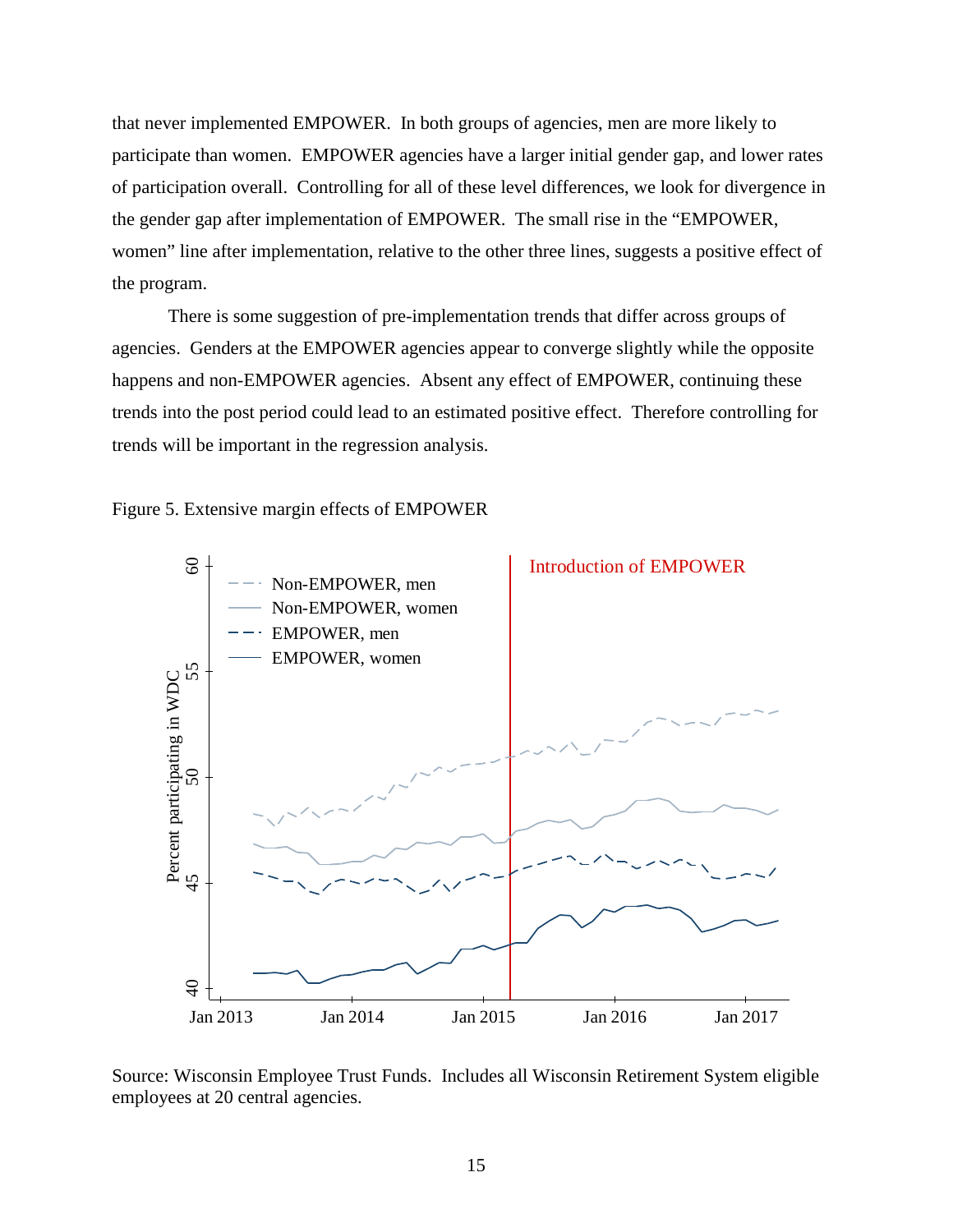that never implemented EMPOWER. In both groups of agencies, men are more likely to participate than women. EMPOWER agencies have a larger initial gender gap, and lower rates of participation overall. Controlling for all of these level differences, we look for divergence in the gender gap after implementation of EMPOWER. The small rise in the "EMPOWER, women" line after implementation, relative to the other three lines, suggests a positive effect of the program.

There is some suggestion of pre-implementation trends that differ across groups of agencies. Genders at the EMPOWER agencies appear to converge slightly while the opposite happens and non-EMPOWER agencies. Absent any effect of EMPOWER, continuing these trends into the post period could lead to an estimated positive effect. Therefore controlling for trends will be important in the regression analysis.

Figure 5. Extensive margin effects of EMPOWER

Source: Wisconsin Employee Trust Funds. Includes all Wisconsin Retirement System eligible employees at 20 central agencies.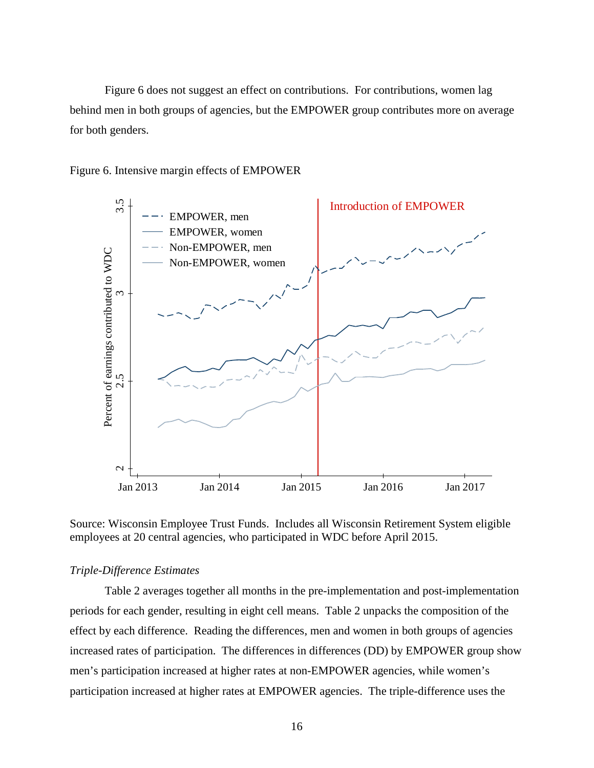Figure 6 does not suggest an effect on contributions. For contributions, women lag behind men in both groups of agencies, but the EMPOWER group contributes more on average for both genders.

Figure 6. Intensive margin effects of EMPOWER

Source: Wisconsin Employee Trust Funds. Includes all Wisconsin Retirement System eligible employees at 20 central agencies, who participated in WDC before April 2015.

*Triple-Difference Estimates*

Table 2 averages together all months in the pre-implementation and post-implementation periods for each gender, resulting in eight cell means. Table 2 unpacks the composition of the effect by each difference. Reading the differences, men and women in both groups of agencies increased rates of participation. The differences in differences (DD) by EMPOWER group show men's participation increased at higher rates at non-EMPOWER agencies, while women's participation increased at higher rates at EMPOWER agencies. The triple-difference uses the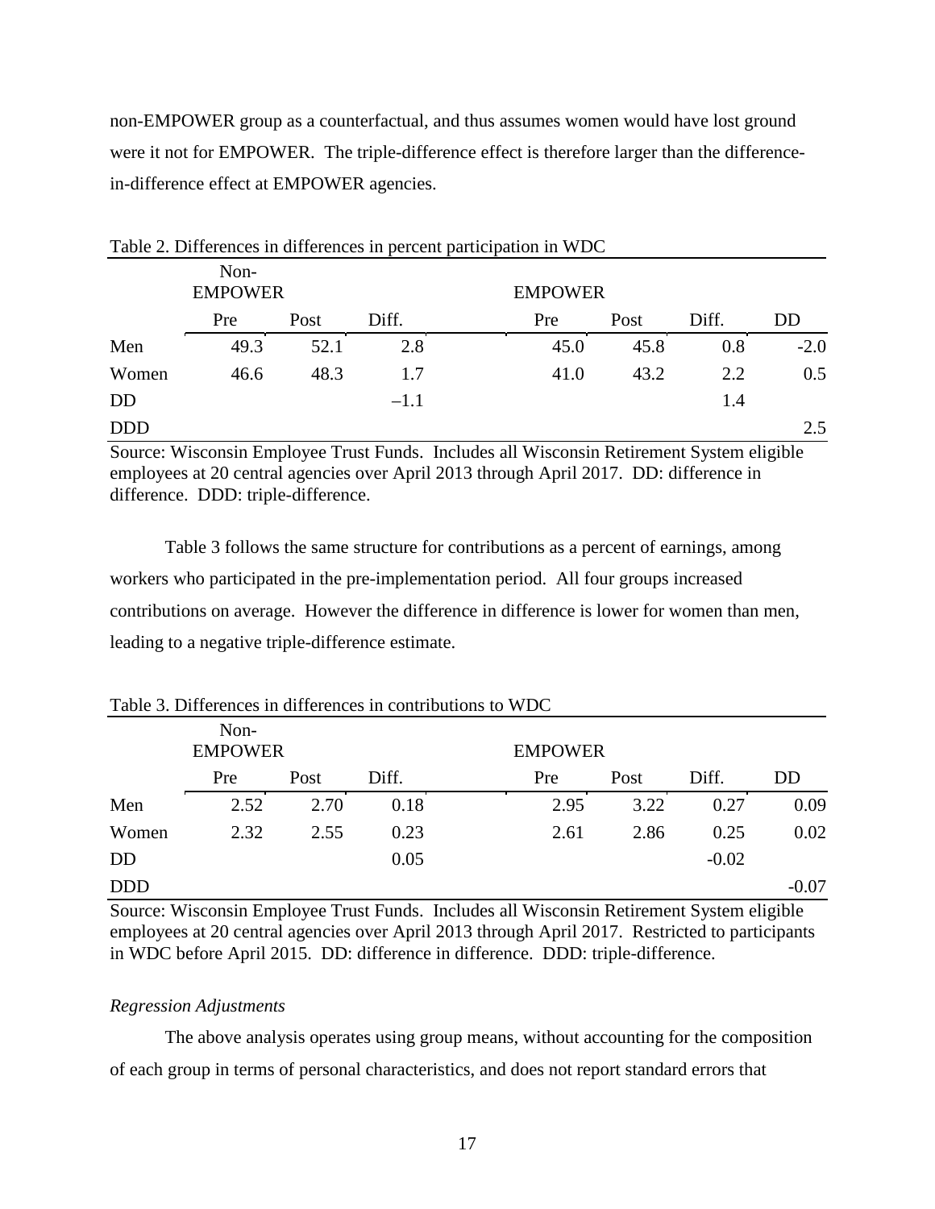non-EMPOWER group as a counterfactual, and thus assumes women would have lost ground were it not for EMPOWER. The triple-difference effect is therefore larger than the difference-in-difference effect at EMPOWER agencies.

Table 2. Differences in differences in percent participation in WDC

| | Non-EMPOWER | | | EMPOWER | | | |
|---|---|---|---|---|---|---|---|
| | Pre | Post | Diff. | Pre | Post | Diff. | DD |
| Men | 49.3 | 52.1 | 2.8 | 45.0 | 45.8 | 0.8 | -2.0 |
| Women | 46.6 | 48.3 | 1.7 | 41.0 | 43.2 | 2.2 | 0.5 |
| DD | | | –1.1 | | | 1.4 | |
| DDD | | | | | | | 2.5 |

Source: Wisconsin Employee Trust Funds. Includes all Wisconsin Retirement System eligible employees at 20 central agencies over April 2013 through April 2017. DD: difference in difference. DDD: triple-difference.

Table 3 follows the same structure for contributions as a percent of earnings, among workers who participated in the pre-implementation period. All four groups increased contributions on average. However the difference in difference is lower for women than men, leading to a negative triple-difference estimate.

Table 3. Differences in differences in contributions to WDC

| | Non-EMPOWER | | | EMPOWER | | | |
|---|---|---|---|---|---|---|---|
| | Pre | Post | Diff. | Pre | Post | Diff. | DD |
| Men | 2.52 | 2.70 | 0.18 | 2.95 | 3.22 | 0.27 | 0.09 |
| Women | 2.32 | 2.55 | 0.23 | 2.61 | 2.86 | 0.25 | 0.02 |
| DD | | | 0.05 | | | -0.02 | |
| DDD | | | | | | | -0.07 |

Source: Wisconsin Employee Trust Funds. Includes all Wisconsin Retirement System eligible employees at 20 central agencies over April 2013 through April 2017. Restricted to participants in WDC before April 2015. DD: difference in difference. DDD: triple-difference.

*Regression Adjustments*

The above analysis operates using group means, without accounting for the composition of each group in terms of personal characteristics, and does not report standard errors that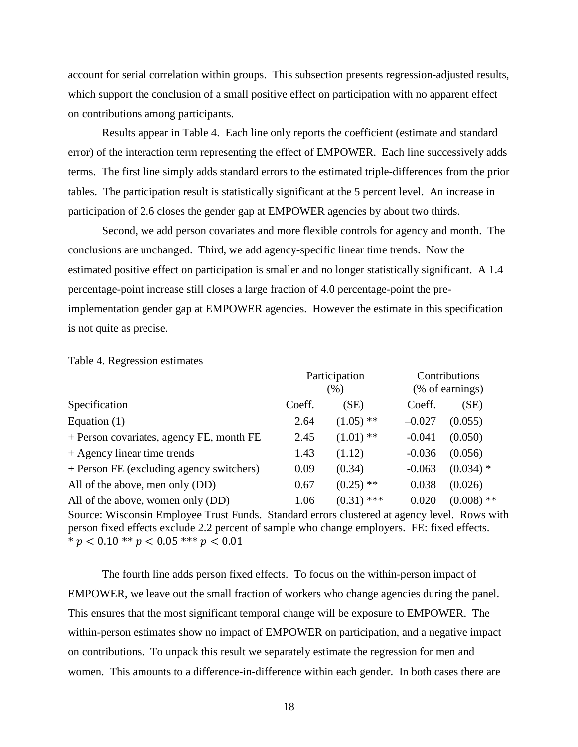account for serial correlation within groups. This subsection presents regression-adjusted results, which support the conclusion of a small positive effect on participation with no apparent effect on contributions among participants.

Results appear in Table 4. Each line only reports the coefficient (estimate and standard error) of the interaction term representing the effect of EMPOWER. Each line successively adds terms. The first line simply adds standard errors to the estimated triple-differences from the prior tables. The participation result is statistically significant at the 5 percent level. An increase in participation of 2.6 closes the gender gap at EMPOWER agencies by about two thirds.

Second, we add person covariates and more flexible controls for agency and month. The conclusions are unchanged. Third, we add agency-specific linear time trends. Now the estimated positive effect on participation is smaller and no longer statistically significant. A 1.4 percentage-point increase still closes a large fraction of 4.0 percentage-point the pre-implementation gender gap at EMPOWER agencies. However the estimate in this specification is not quite as precise.

Table 4. Regression estimates

| | Participation (%) | | Contributions (% of earnings) | |
|---|---|---|---|---|
| Specification | Coeff. | (SE) | Coeff. | (SE) |
| Equation (1) | 2.64 | (1.05) ** | –0.027 | (0.055) |
| + Person covariates, agency FE, month FE | 2.45 | (1.01) ** | -0.041 | (0.050) |
| + Agency linear time trends | 1.43 | (1.12) | -0.036 | (0.056) |
| + Person FE (excluding agency switchers) | 0.09 | (0.34) | -0.063 | (0.034) * |
| All of the above, men only (DD) | 0.67 | (0.25) ** | 0.038 | (0.026) |
| All of the above, women only (DD) | 1.06 | (0.31) *** | 0.020 | (0.008) ** |

Source: Wisconsin Employee Trust Funds. Standard errors clustered at agency level. Rows with person fixed effects exclude 2.2 percent of sample who change employers. FE: fixed effects.
* $p < 0.10$ ** $p < 0.05$ *** $p < 0.01$

The fourth line adds person fixed effects. To focus on the within-person impact of EMPOWER, we leave out the small fraction of workers who change agencies during the panel. This ensures that the most significant temporal change will be exposure to EMPOWER. The within-person estimates show no impact of EMPOWER on participation, and a negative impact on contributions. To unpack this result we separately estimate the regression for men and women. This amounts to a difference-in-difference within each gender. In both cases there are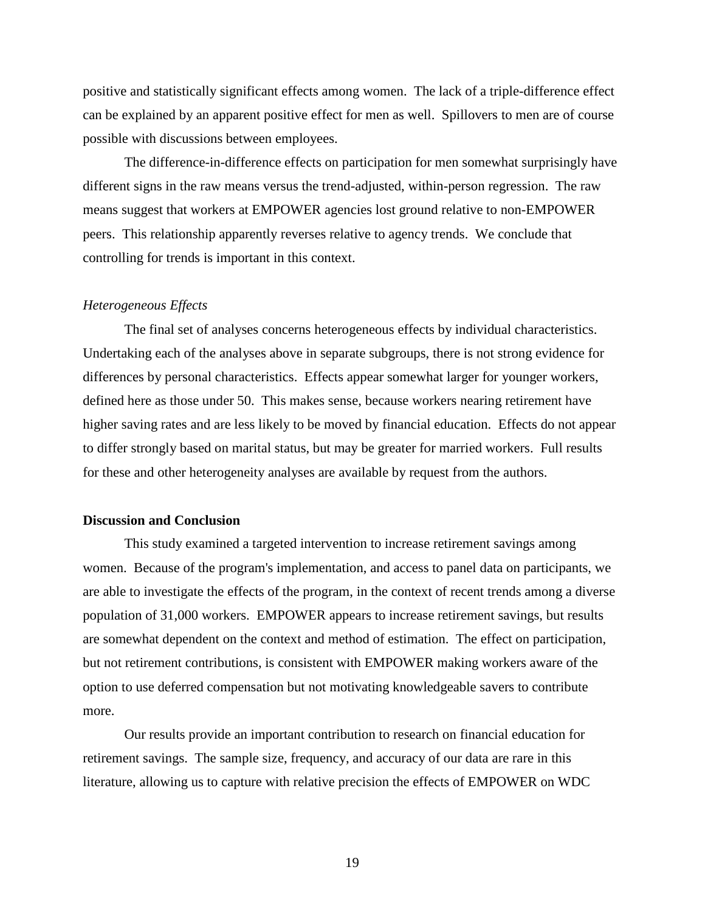positive and statistically significant effects among women. The lack of a triple-difference effect can be explained by an apparent positive effect for men as well. Spillovers to men are of course possible with discussions between employees.

The difference-in-difference effects on participation for men somewhat surprisingly have different signs in the raw means versus the trend-adjusted, within-person regression. The raw means suggest that workers at EMPOWER agencies lost ground relative to non-EMPOWER peers. This relationship apparently reverses relative to agency trends. We conclude that controlling for trends is important in this context.

*Heterogeneous Effects*

The final set of analyses concerns heterogeneous effects by individual characteristics. Undertaking each of the analyses above in separate subgroups, there is not strong evidence for differences by personal characteristics. Effects appear somewhat larger for younger workers, defined here as those under 50. This makes sense, because workers nearing retirement have higher saving rates and are less likely to be moved by financial education. Effects do not appear to differ strongly based on marital status, but may be greater for married workers. Full results for these and other heterogeneity analyses are available by request from the authors.

**Discussion and Conclusion**

This study examined a targeted intervention to increase retirement savings among women. Because of the program's implementation, and access to panel data on participants, we are able to investigate the effects of the program, in the context of recent trends among a diverse population of 31,000 workers. EMPOWER appears to increase retirement savings, but results are somewhat dependent on the context and method of estimation. The effect on participation, but not retirement contributions, is consistent with EMPOWER making workers aware of the option to use deferred compensation but not motivating knowledgeable savers to contribute more.

Our results provide an important contribution to research on financial education for retirement savings. The sample size, frequency, and accuracy of our data are rare in this literature, allowing us to capture with relative precision the effects of EMPOWER on WDC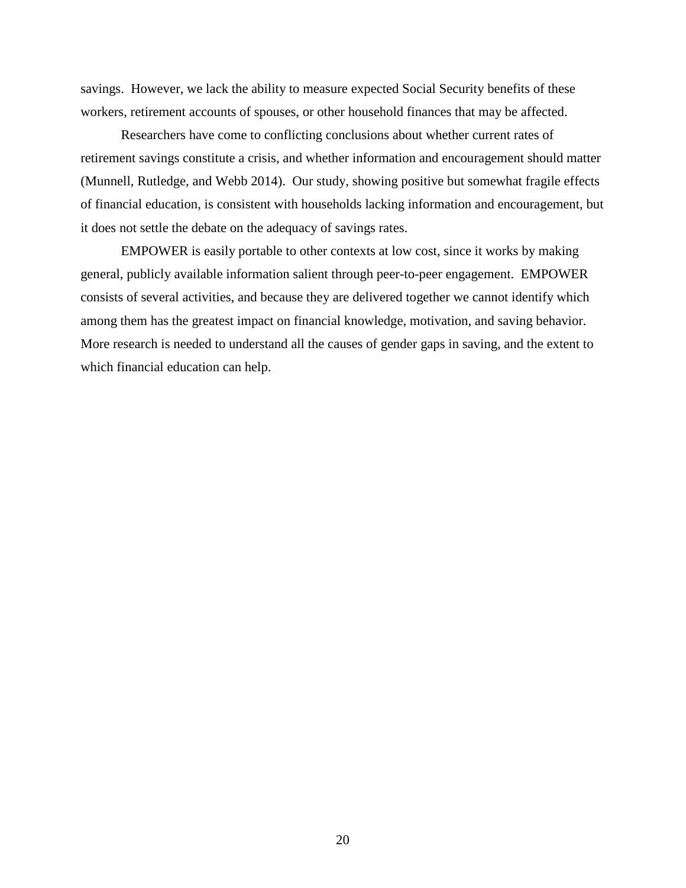savings. However, we lack the ability to measure expected Social Security benefits of these workers, retirement accounts of spouses, or other household finances that may be affected.

Researchers have come to conflicting conclusions about whether current rates of retirement savings constitute a crisis, and whether information and encouragement should matter (Munnell, Rutledge, and Webb 2014). Our study, showing positive but somewhat fragile effects of financial education, is consistent with households lacking information and encouragement, but it does not settle the debate on the adequacy of savings rates.

EMPOWER is easily portable to other contexts at low cost, since it works by making general, publicly available information salient through peer-to-peer engagement. EMPOWER consists of several activities, and because they are delivered together we cannot identify which among them has the greatest impact on financial knowledge, motivation, and saving behavior. More research is needed to understand all the causes of gender gaps in saving, and the extent to which financial education can help.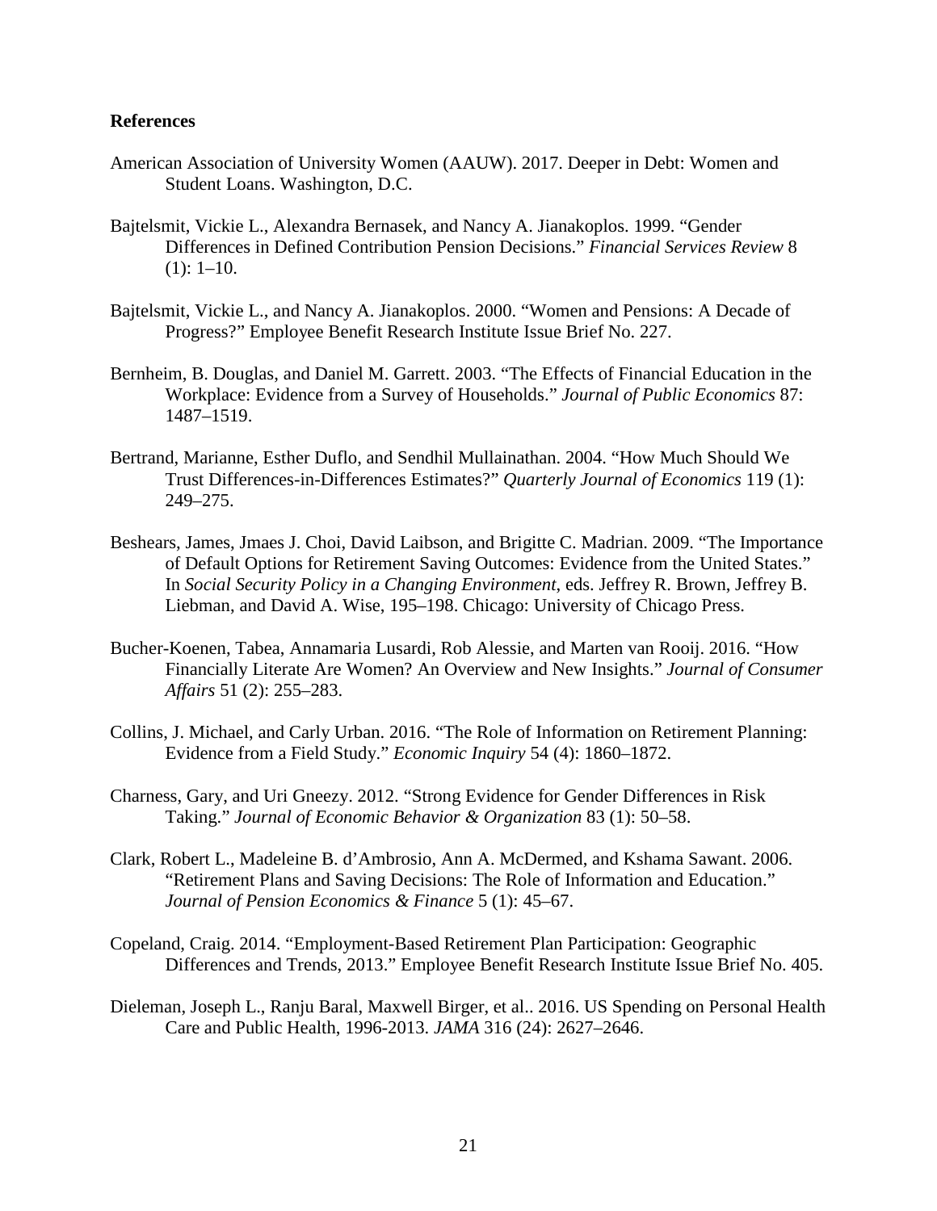**References**

American Association of University Women (AAUW). 2017. Deeper in Debt: Women and Student Loans. Washington, D.C.

Bajtelsmit, Vickie L., Alexandra Bernasek, and Nancy A. Jianakoplos. 1999. "Gender Differences in Defined Contribution Pension Decisions." *Financial Services Review* 8 (1): 1–10.

Bajtelsmit, Vickie L., and Nancy A. Jianakoplos. 2000. "Women and Pensions: A Decade of Progress?" Employee Benefit Research Institute Issue Brief No. 227.

Bernheim, B. Douglas, and Daniel M. Garrett. 2003. "The Effects of Financial Education in the Workplace: Evidence from a Survey of Households." *Journal of Public Economics* 87: 1487–1519.

Bertrand, Marianne, Esther Duflo, and Sendhil Mullainathan. 2004. "How Much Should We Trust Differences-in-Differences Estimates?" *Quarterly Journal of Economics* 119 (1): 249–275.

Beshears, James, Jmaes J. Choi, David Laibson, and Brigitte C. Madrian. 2009. "The Importance of Default Options for Retirement Saving Outcomes: Evidence from the United States." In *Social Security Policy in a Changing Environment*, eds. Jeffrey R. Brown, Jeffrey B. Liebman, and David A. Wise, 195–198. Chicago: University of Chicago Press.

Bucher-Koenen, Tabea, Annamaria Lusardi, Rob Alessie, and Marten van Rooij. 2016. "How Financially Literate Are Women? An Overview and New Insights." *Journal of Consumer Affairs* 51 (2): 255–283.

Collins, J. Michael, and Carly Urban. 2016. "The Role of Information on Retirement Planning: Evidence from a Field Study." *Economic Inquiry* 54 (4): 1860–1872.

Charness, Gary, and Uri Gneezy. 2012. "Strong Evidence for Gender Differences in Risk Taking." *Journal of Economic Behavior & Organization* 83 (1): 50–58.

Clark, Robert L., Madeleine B. d'Ambrosio, Ann A. McDermed, and Kshama Sawant. 2006. "Retirement Plans and Saving Decisions: The Role of Information and Education." *Journal of Pension Economics & Finance* 5 (1): 45–67.

Copeland, Craig. 2014. "Employment-Based Retirement Plan Participation: Geographic Differences and Trends, 2013." Employee Benefit Research Institute Issue Brief No. 405.

Dieleman, Joseph L., Ranju Baral, Maxwell Birger, et al.. 2016. US Spending on Personal Health Care and Public Health, 1996-2013. *JAMA* 316 (24): 2627–2646.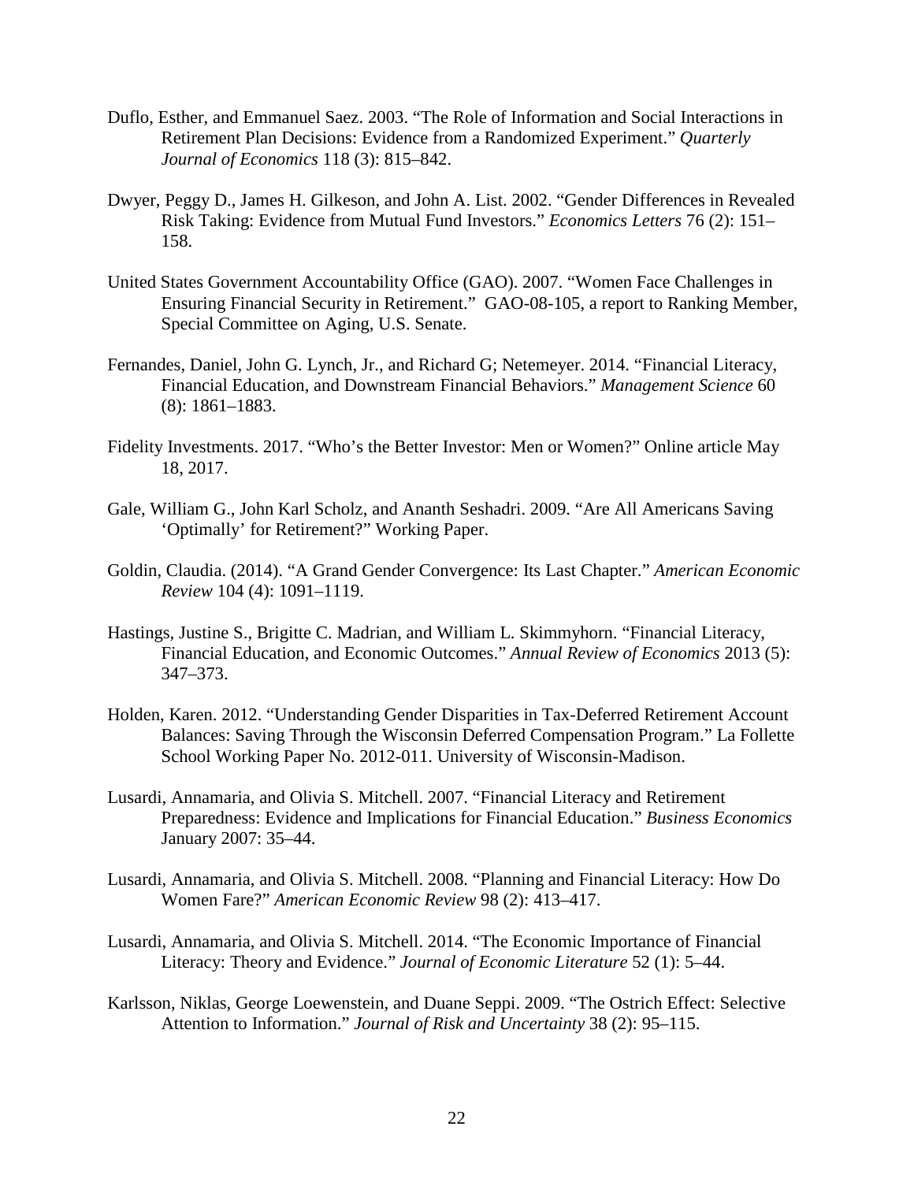Duflo, Esther, and Emmanuel Saez. 2003. "The Role of Information and Social Interactions in Retirement Plan Decisions: Evidence from a Randomized Experiment." *Quarterly Journal of Economics* 118 (3): 815–842.

Dwyer, Peggy D., James H. Gilkeson, and John A. List. 2002. "Gender Differences in Revealed Risk Taking: Evidence from Mutual Fund Investors." *Economics Letters* 76 (2): 151–158.

United States Government Accountability Office (GAO). 2007. "Women Face Challenges in Ensuring Financial Security in Retirement." GAO-08-105, a report to Ranking Member, Special Committee on Aging, U.S. Senate.

Fernandes, Daniel, John G. Lynch, Jr., and Richard G; Netemeyer. 2014. "Financial Literacy, Financial Education, and Downstream Financial Behaviors." *Management Science* 60 (8): 1861–1883.

Fidelity Investments. 2017. "Who's the Better Investor: Men or Women?" Online article May 18, 2017.

Gale, William G., John Karl Scholz, and Ananth Seshadri. 2009. "Are All Americans Saving 'Optimally' for Retirement?" Working Paper.

Goldin, Claudia. (2014). "A Grand Gender Convergence: Its Last Chapter." *American Economic Review* 104 (4): 1091–1119.

Hastings, Justine S., Brigitte C. Madrian, and William L. Skimmyhorn. "Financial Literacy, Financial Education, and Economic Outcomes." *Annual Review of Economics* 2013 (5): 347–373.

Holden, Karen. 2012. "Understanding Gender Disparities in Tax-Deferred Retirement Account Balances: Saving Through the Wisconsin Deferred Compensation Program." La Follette School Working Paper No. 2012-011. University of Wisconsin-Madison.

Lusardi, Annamaria, and Olivia S. Mitchell. 2007. "Financial Literacy and Retirement Preparedness: Evidence and Implications for Financial Education." *Business Economics* January 2007: 35–44.

Lusardi, Annamaria, and Olivia S. Mitchell. 2008. "Planning and Financial Literacy: How Do Women Fare?" *American Economic Review* 98 (2): 413–417.

Lusardi, Annamaria, and Olivia S. Mitchell. 2014. "The Economic Importance of Financial Literacy: Theory and Evidence." *Journal of Economic Literature* 52 (1): 5–44.

Karlsson, Niklas, George Loewenstein, and Duane Seppi. 2009. "The Ostrich Effect: Selective Attention to Information." *Journal of Risk and Uncertainty* 38 (2): 95–115.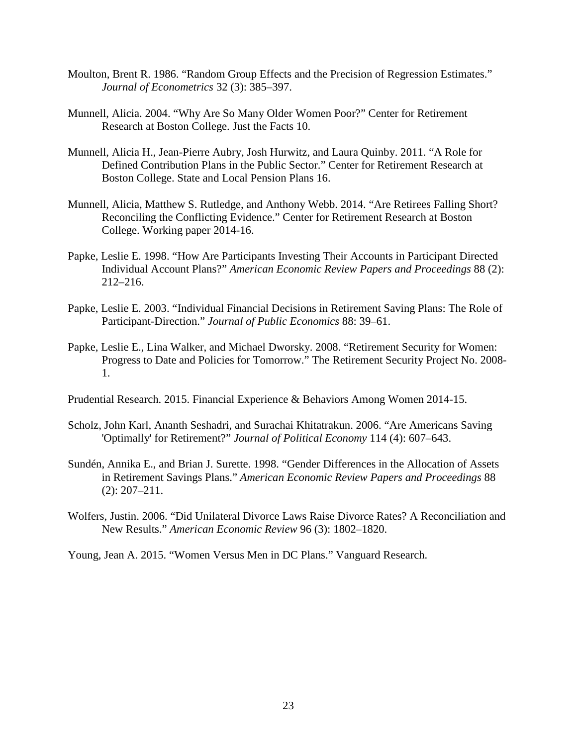Moulton, Brent R. 1986. "Random Group Effects and the Precision of Regression Estimates." *Journal of Econometrics* 32 (3): 385–397.

Munnell, Alicia. 2004. "Why Are So Many Older Women Poor?" Center for Retirement Research at Boston College. Just the Facts 10.

Munnell, Alicia H., Jean-Pierre Aubry, Josh Hurwitz, and Laura Quinby. 2011. "A Role for Defined Contribution Plans in the Public Sector." Center for Retirement Research at Boston College. State and Local Pension Plans 16.

Munnell, Alicia, Matthew S. Rutledge, and Anthony Webb. 2014. "Are Retirees Falling Short? Reconciling the Conflicting Evidence." Center for Retirement Research at Boston College. Working paper 2014-16.

Papke, Leslie E. 1998. "How Are Participants Investing Their Accounts in Participant Directed Individual Account Plans?" *American Economic Review Papers and Proceedings* 88 (2): 212–216.

Papke, Leslie E. 2003. "Individual Financial Decisions in Retirement Saving Plans: The Role of Participant-Direction." *Journal of Public Economics* 88: 39–61.

Papke, Leslie E., Lina Walker, and Michael Dworsky. 2008. "Retirement Security for Women: Progress to Date and Policies for Tomorrow." The Retirement Security Project No. 2008-1.

Prudential Research. 2015. Financial Experience & Behaviors Among Women 2014-15.

Scholz, John Karl, Ananth Seshadri, and Surachai Khitatrakun. 2006. "Are Americans Saving 'Optimally' for Retirement?" *Journal of Political Economy* 114 (4): 607–643.

Sundén, Annika E., and Brian J. Surette. 1998. "Gender Differences in the Allocation of Assets in Retirement Savings Plans." *American Economic Review Papers and Proceedings* 88 (2): 207–211.

Wolfers, Justin. 2006. "Did Unilateral Divorce Laws Raise Divorce Rates? A Reconciliation and New Results." *American Economic Review* 96 (3): 1802–1820.

Young, Jean A. 2015. "Women Versus Men in DC Plans." Vanguard Research.